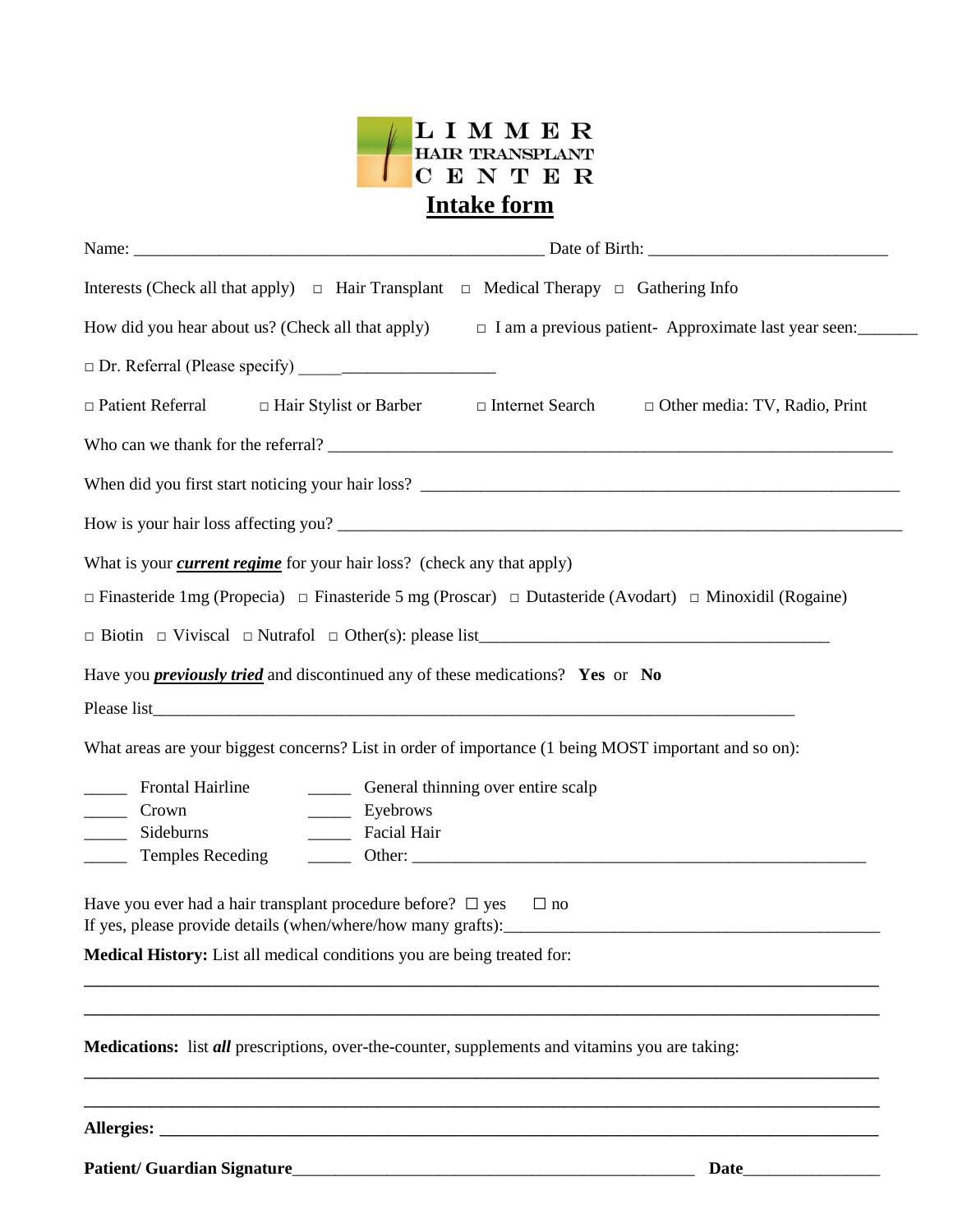LIMMER
HAIR TRANSPLANT
CENTER

# Intake form

Name: _______________________________________________ Date of Birth: ___________________________

Interests (Check all that apply) □ Hair Transplant □ Medical Therapy □ Gathering Info

How did you hear about us? (Check all that apply) □ I am a previous patient- Approximate last year seen:_______

□ Dr. Referral (Please specify) _____________________

□ Patient Referral □ Hair Stylist or Barber □ Internet Search □ Other media: TV, Radio, Print

Who can we thank for the referral? ______________________________________________________________

When did you first start noticing your hair loss? _____________________________________________________

How is your hair loss affecting you? _______________________________________________________________

What is your ***current regime*** for your hair loss? (check any that apply)

□ Finasteride 1mg (Propecia) □ Finasteride 5 mg (Proscar) □ Dutasteride (Avodart) □ Minoxidil (Rogaine)

□ Biotin □ Viviscal □ Nutrafol □ Other(s): please list________________________________________

Have you ***previously tried*** and discontinued any of these medications? **Yes** or **No**

Please list___________________________________________________________________________

What areas are your biggest concerns? List in order of importance (1 being MOST important and so on):

_____ Frontal Hairline
_____ Crown
_____ Sideburns
_____ Temples Receding
_____ General thinning over entire scalp
_____ Eyebrows
_____ Facial Hair
_____ Other: ______________________________________________________

Have you ever had a hair transplant procedure before? ☐ yes ☐ no
If yes, please provide details (when/where/how many grafts):____________________________________________

**Medical History:** List all medical conditions you are being treated for:

______________________________________________________________________________________

______________________________________________________________________________________

**Medications:** list ***all*** prescriptions, over-the-counter, supplements and vitamins you are taking:

______________________________________________________________________________________

______________________________________________________________________________________

**Allergies:** ______________________________________________________________________________

**Patient/ Guardian Signature**_______________________________________________ **Date**________________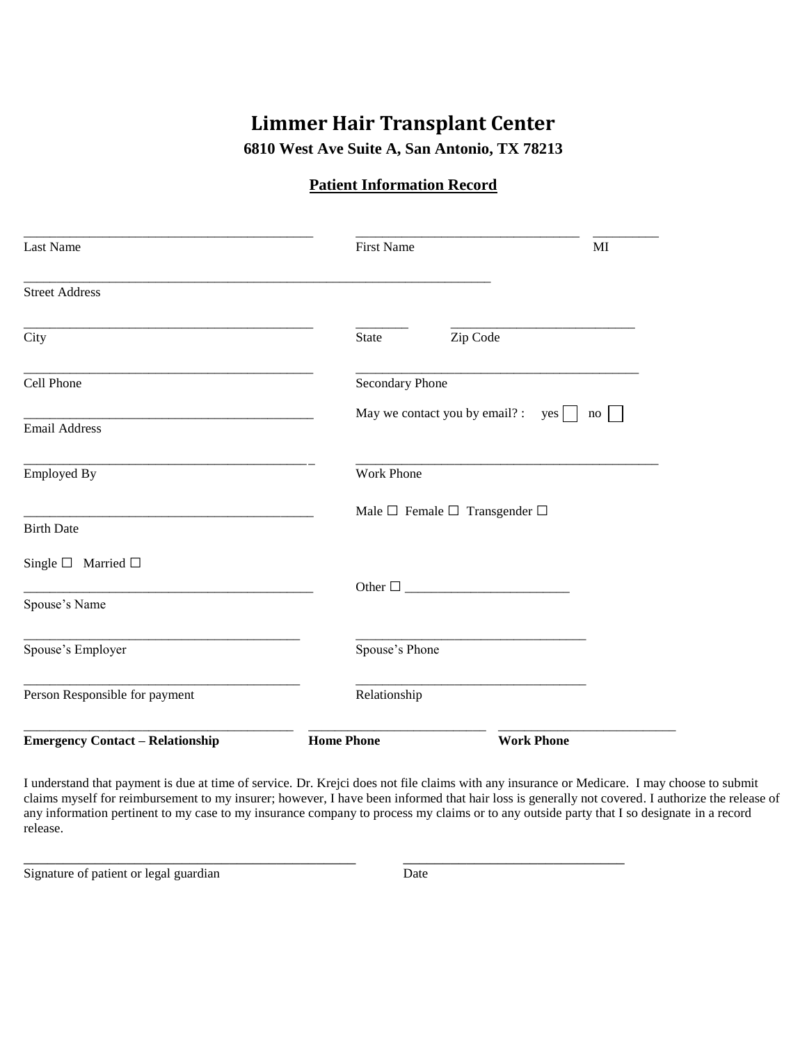# Limmer Hair Transplant Center

**6810 West Ave Suite A, San Antonio, TX 78213**

## Patient Information Record

___________________________________________ ________________________________ __________

Last Name First Name MI

__________________________________________________________________________

Street Address

___________________________________________ ________ ___________________________

City State Zip Code

___________________________________________ __________________________________________

Cell Phone Secondary Phone

___________________________________________

Email Address

May we contact you by email? : yes ☐ no ☐

___________________________________________ _____________________________________________

Employed By Work Phone

___________________________________________

Birth Date

Male ☐ Female ☐ Transgender ☐

Single ☐ Married ☐

___________________________________________

Spouse's Name

Other ☐ _________________________

_________________________________________ __________________________________

Spouse's Employer Spouse's Phone

_________________________________________ __________________________________

Person Responsible for payment Relationship

________________________________________ __________________________ __________________________

**Emergency Contact – Relationship** **Home Phone** **Work Phone**

I understand that payment is due at time of service. Dr. Krejci does not file claims with any insurance or Medicare. I may choose to submit claims myself for reimbursement to my insurer; however, I have been informed that hair loss is generally not covered. I authorize the release of any information pertinent to my case to my insurance company to process my claims or to any outside party that I so designate in a record release.

_________________________________________________ ________________________________

Signature of patient or legal guardian Date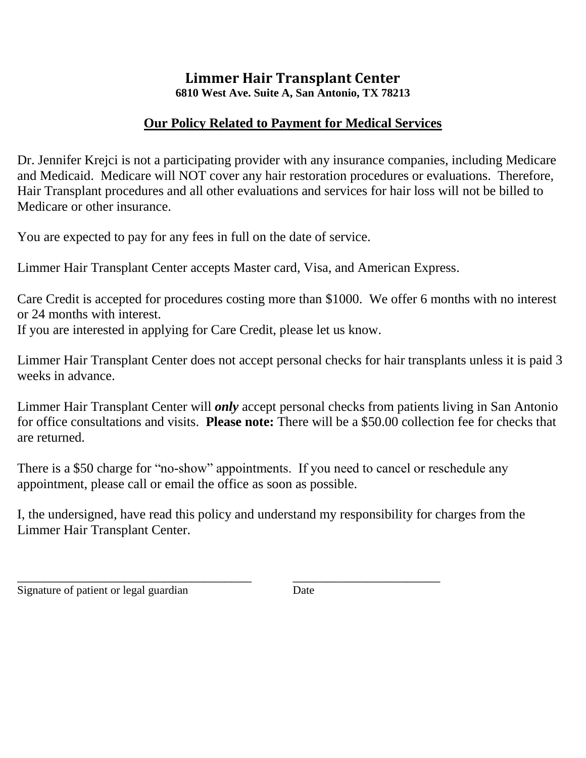# Limmer Hair Transplant Center

**6810 West Ave. Suite A, San Antonio, TX 78213**

## Our Policy Related to Payment for Medical Services

Dr. Jennifer Krejci is not a participating provider with any insurance companies, including Medicare and Medicaid. Medicare will NOT cover any hair restoration procedures or evaluations. Therefore, Hair Transplant procedures and all other evaluations and services for hair loss will not be billed to Medicare or other insurance.

You are expected to pay for any fees in full on the date of service.

Limmer Hair Transplant Center accepts Master card, Visa, and American Express.

Care Credit is accepted for procedures costing more than $1000. We offer 6 months with no interest or 24 months with interest.
If you are interested in applying for Care Credit, please let us know.

Limmer Hair Transplant Center does not accept personal checks for hair transplants unless it is paid 3 weeks in advance.

Limmer Hair Transplant Center will ***only*** accept personal checks from patients living in San Antonio for office consultations and visits. **Please note:** There will be a $50.00 collection fee for checks that are returned.

There is a $50 charge for "no-show" appointments. If you need to cancel or reschedule any appointment, please call or email the office as soon as possible.

I, the undersigned, have read this policy and understand my responsibility for charges from the Limmer Hair Transplant Center.

_______________________________________ ________________________

Signature of patient or legal guardian Date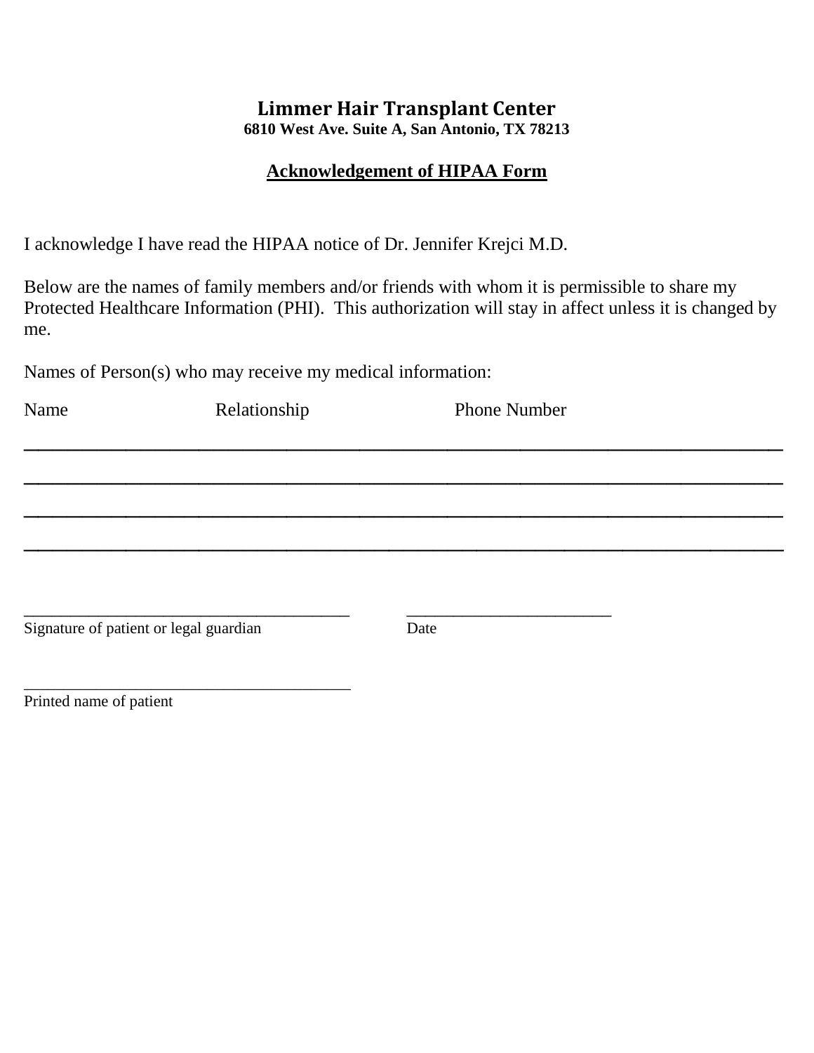**Limmer Hair Transplant Center**
**6810 West Ave. Suite A, San Antonio, TX 78213**

**<u>Acknowledgement of HIPAA Form</u>**

I acknowledge I have read the HIPAA notice of Dr. Jennifer Krejci M.D.

Below are the names of family members and/or friends with whom it is permissible to share my Protected Healthcare Information (PHI). This authorization will stay in affect unless it is changed by me.

Names of Person(s) who may receive my medical information:

| Name | Relationship | Phone Number |
|---|---|---|
| | | |
| | | |
| | | |
| | | |

\_\_\_\_\_\_\_\_\_\_\_\_\_\_\_\_\_\_\_\_\_\_\_\_\_\_\_\_\_\_\_\_\_\_\_\_\_\_\_\_ &nbsp;&nbsp;&nbsp;&nbsp; \_\_\_\_\_\_\_\_\_\_\_\_\_\_\_\_\_\_\_\_\_\_\_\_\_\_
Signature of patient or legal guardian &nbsp;&nbsp;&nbsp;&nbsp; Date

\_\_\_\_\_\_\_\_\_\_\_\_\_\_\_\_\_\_\_\_\_\_\_\_\_\_\_\_\_\_\_\_\_\_\_\_\_\_\_\_
Printed name of patient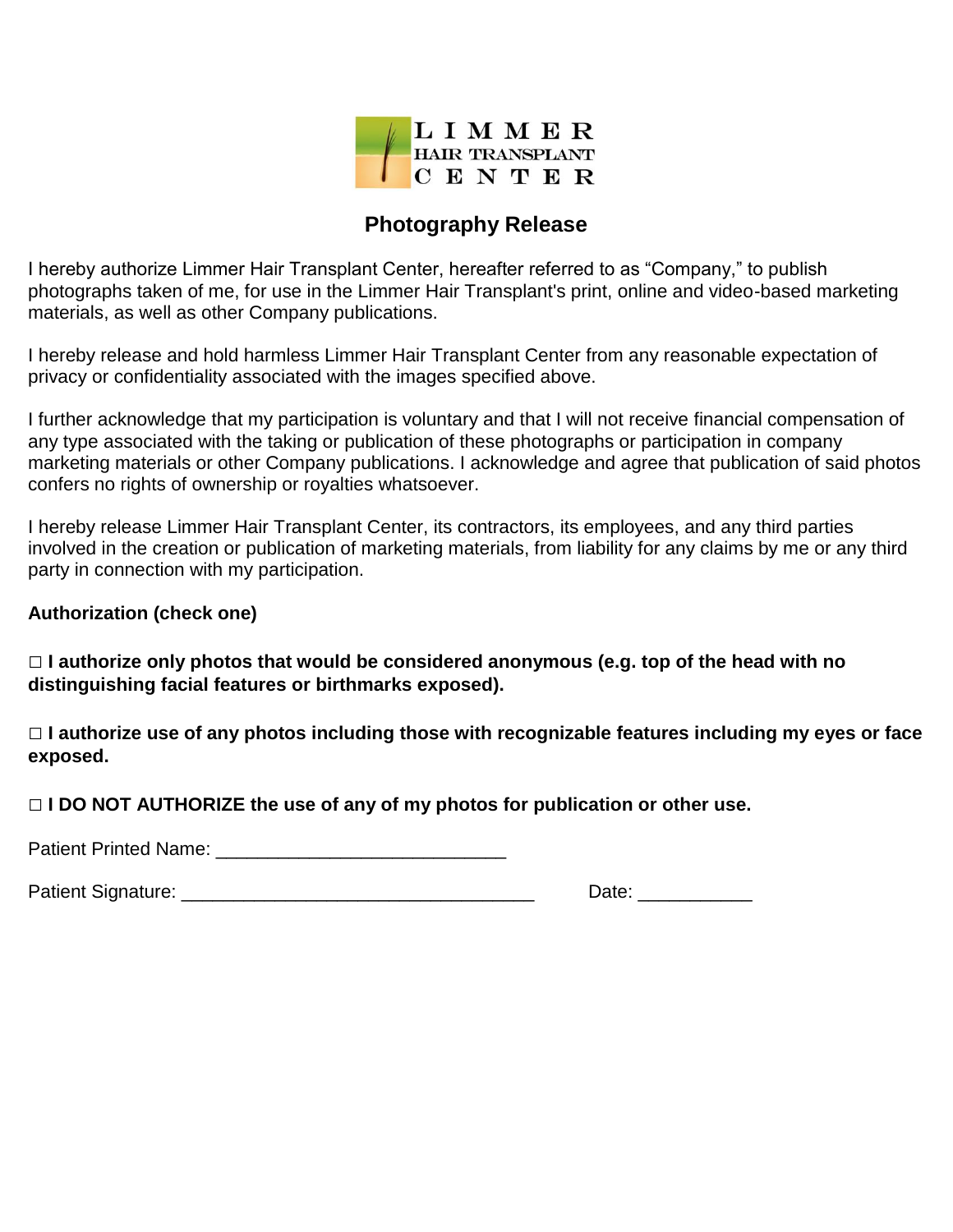LIMMER
HAIR TRANSPLANT
CENTER

## Photography Release

I hereby authorize Limmer Hair Transplant Center, hereafter referred to as "Company," to publish photographs taken of me, for use in the Limmer Hair Transplant's print, online and video-based marketing materials, as well as other Company publications.

I hereby release and hold harmless Limmer Hair Transplant Center from any reasonable expectation of privacy or confidentiality associated with the images specified above.

I further acknowledge that my participation is voluntary and that I will not receive financial compensation of any type associated with the taking or publication of these photographs or participation in company marketing materials or other Company publications. I acknowledge and agree that publication of said photos confers no rights of ownership or royalties whatsoever.

I hereby release Limmer Hair Transplant Center, its contractors, its employees, and any third parties involved in the creation or publication of marketing materials, from liability for any claims by me or any third party in connection with my participation.

**Authorization (check one)**

**□ I authorize only photos that would be considered anonymous (e.g. top of the head with no distinguishing facial features or birthmarks exposed).**

**□ I authorize use of any photos including those with recognizable features including my eyes or face exposed.**

**□ I DO NOT AUTHORIZE the use of any of my photos for publication or other use.**

Patient Printed Name: ___________________________

Patient Signature: _________________________________ Date: ___________